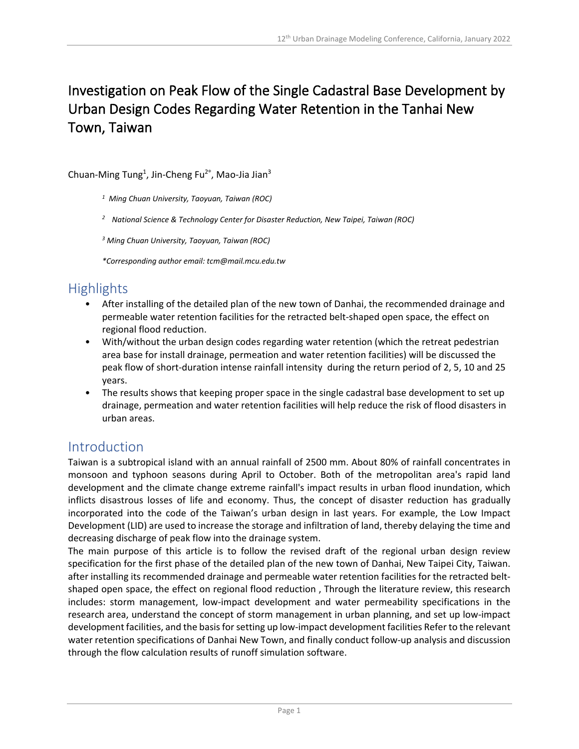# Investigation on Peak Flow of the Single Cadastral Base Development by Urban Design Codes Regarding Water Retention in the Tanhai New Town, Taiwan

Chuan-Ming Tung[1], Jin-Cheng Fu[2*], Mao-Jia Jian[3]

*[1] Ming Chuan University, Taoyuan, Taiwan (ROC)*

*[2] National Science & Technology Center for Disaster Reduction, New Taipei, Taiwan (ROC)*

*[3] Ming Chuan University, Taoyuan, Taiwan (ROC)*

*\*Corresponding author email: tcm@mail.mcu.edu.tw*

## Highlights

- After installing of the detailed plan of the new town of Danhai, the recommended drainage and permeable water retention facilities for the retracted belt-shaped open space, the effect on regional flood reduction.
- With/without the urban design codes regarding water retention (which the retreat pedestrian area base for install drainage, permeation and water retention facilities) will be discussed the peak flow of short-duration intense rainfall intensity during the return period of 2, 5, 10 and 25 years.
- The results shows that keeping proper space in the single cadastral base development to set up drainage, permeation and water retention facilities will help reduce the risk of flood disasters in urban areas.

## Introduction

Taiwan is a subtropical island with an annual rainfall of 2500 mm. About 80% of rainfall concentrates in monsoon and typhoon seasons during April to October. Both of the metropolitan area's rapid land development and the climate change extreme rainfall's impact results in urban flood inundation, which inflicts disastrous losses of life and economy. Thus, the concept of disaster reduction has gradually incorporated into the code of the Taiwan's urban design in last years. For example, the Low Impact Development (LID) are used to increase the storage and infiltration of land, thereby delaying the time and decreasing discharge of peak flow into the drainage system.

The main purpose of this article is to follow the revised draft of the regional urban design review specification for the first phase of the detailed plan of the new town of Danhai, New Taipei City, Taiwan. after installing its recommended drainage and permeable water retention facilities for the retracted belt-shaped open space, the effect on regional flood reduction , Through the literature review, this research includes: storm management, low-impact development and water permeability specifications in the research area, understand the concept of storm management in urban planning, and set up low-impact development facilities, and the basis for setting up low-impact development facilities Refer to the relevant water retention specifications of Danhai New Town, and finally conduct follow-up analysis and discussion through the flow calculation results of runoff simulation software.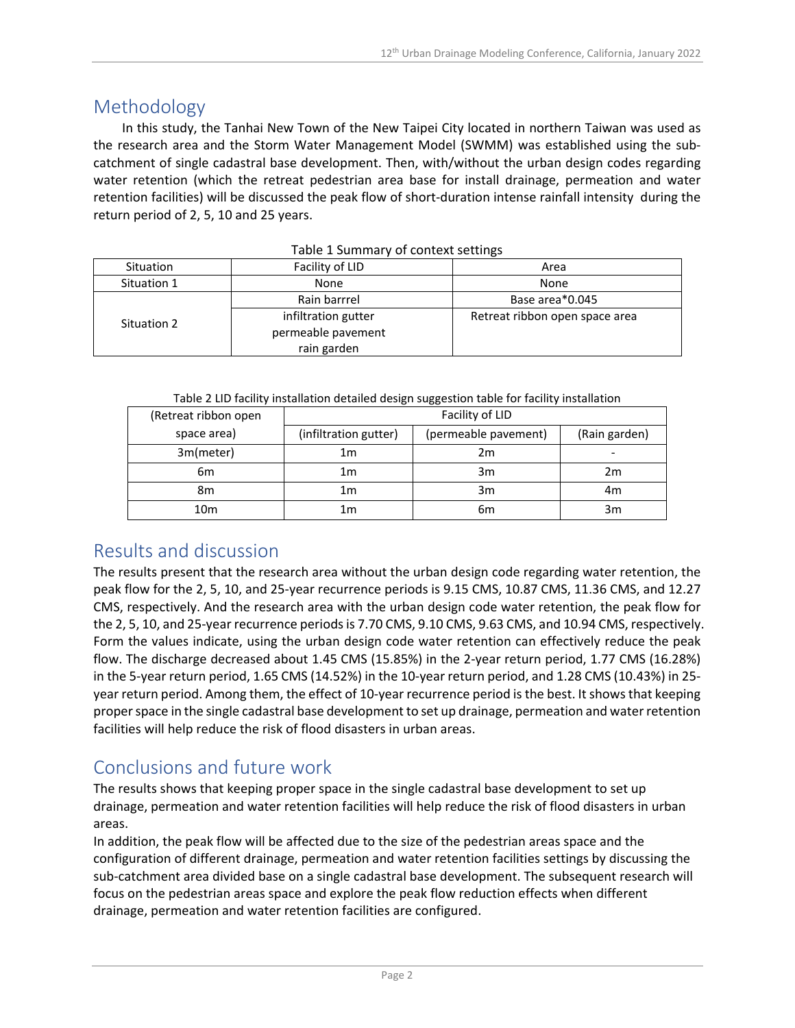## Methodology

In this study, the Tanhai New Town of the New Taipei City located in northern Taiwan was used as the research area and the Storm Water Management Model (SWMM) was established using the sub-catchment of single cadastral base development. Then, with/without the urban design codes regarding water retention (which the retreat pedestrian area base for install drainage, permeation and water retention facilities) will be discussed the peak flow of short-duration intense rainfall intensity during the return period of 2, 5, 10 and 25 years.

Table 1 Summary of context settings

| Situation | Facility of LID | Area |
| --- | --- | --- |
| Situation 1 | None | None |
| Situation 2 | Rain barrrel | Base area*0.045 |
| | infiltration gutter<br>permeable pavement<br>rain garden | Retreat ribbon open space area |

Table 2 LID facility installation detailed design suggestion table for facility installation

| (Retreat ribbon open space area) | Facility of LID | | |
| --- | --- | --- | --- |
| | (infiltration gutter) | (permeable pavement) | (Rain garden) |
| 3m(meter) | 1m | 2m | - |
| 6m | 1m | 3m | 2m |
| 8m | 1m | 3m | 4m |
| 10m | 1m | 6m | 3m |

## Results and discussion

The results present that the research area without the urban design code regarding water retention, the peak flow for the 2, 5, 10, and 25-year recurrence periods is 9.15 CMS, 10.87 CMS, 11.36 CMS, and 12.27 CMS, respectively. And the research area with the urban design code water retention, the peak flow for the 2, 5, 10, and 25-year recurrence periods is 7.70 CMS, 9.10 CMS, 9.63 CMS, and 10.94 CMS, respectively. Form the values indicate, using the urban design code water retention can effectively reduce the peak flow. The discharge decreased about 1.45 CMS (15.85%) in the 2-year return period, 1.77 CMS (16.28%) in the 5-year return period, 1.65 CMS (14.52%) in the 10-year return period, and 1.28 CMS (10.43%) in 25-year return period. Among them, the effect of 10-year recurrence period is the best. It shows that keeping proper space in the single cadastral base development to set up drainage, permeation and water retention facilities will help reduce the risk of flood disasters in urban areas.

## Conclusions and future work

The results shows that keeping proper space in the single cadastral base development to set up drainage, permeation and water retention facilities will help reduce the risk of flood disasters in urban areas.

In addition, the peak flow will be affected due to the size of the pedestrian areas space and the configuration of different drainage, permeation and water retention facilities settings by discussing the sub-catchment area divided base on a single cadastral base development. The subsequent research will focus on the pedestrian areas space and explore the peak flow reduction effects when different drainage, permeation and water retention facilities are configured.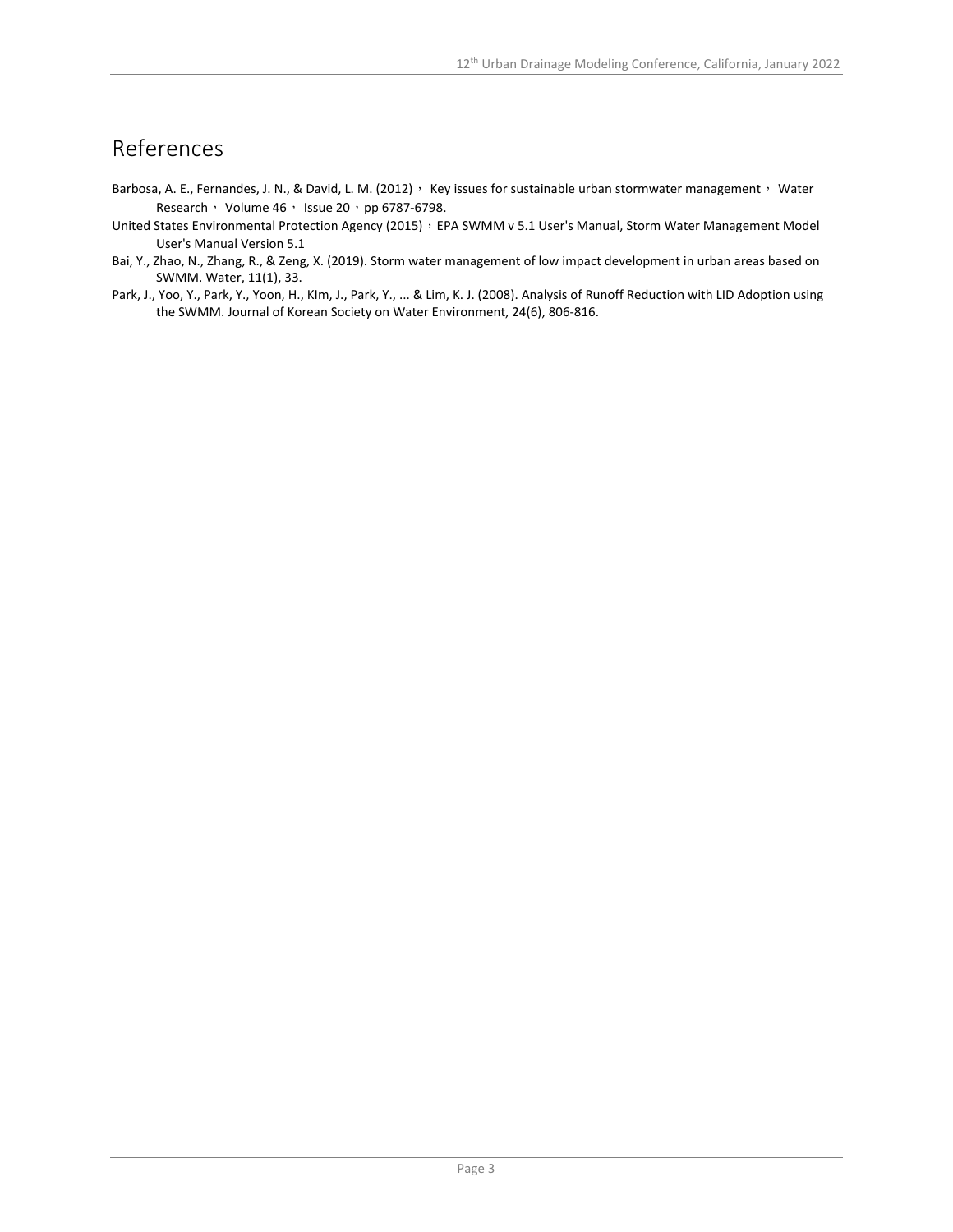# References

Barbosa, A. E., Fernandes, J. N., & David, L. M. (2012)， Key issues for sustainable urban stormwater management， Water Research， Volume 46， Issue 20，pp 6787-6798.

United States Environmental Protection Agency (2015)，EPA SWMM v 5.1 User's Manual, Storm Water Management Model User's Manual Version 5.1

Bai, Y., Zhao, N., Zhang, R., & Zeng, X. (2019). Storm water management of low impact development in urban areas based on SWMM. Water, 11(1), 33.

Park, J., Yoo, Y., Park, Y., Yoon, H., KIm, J., Park, Y., ... & Lim, K. J. (2008). Analysis of Runoff Reduction with LID Adoption using the SWMM. Journal of Korean Society on Water Environment, 24(6), 806-816.